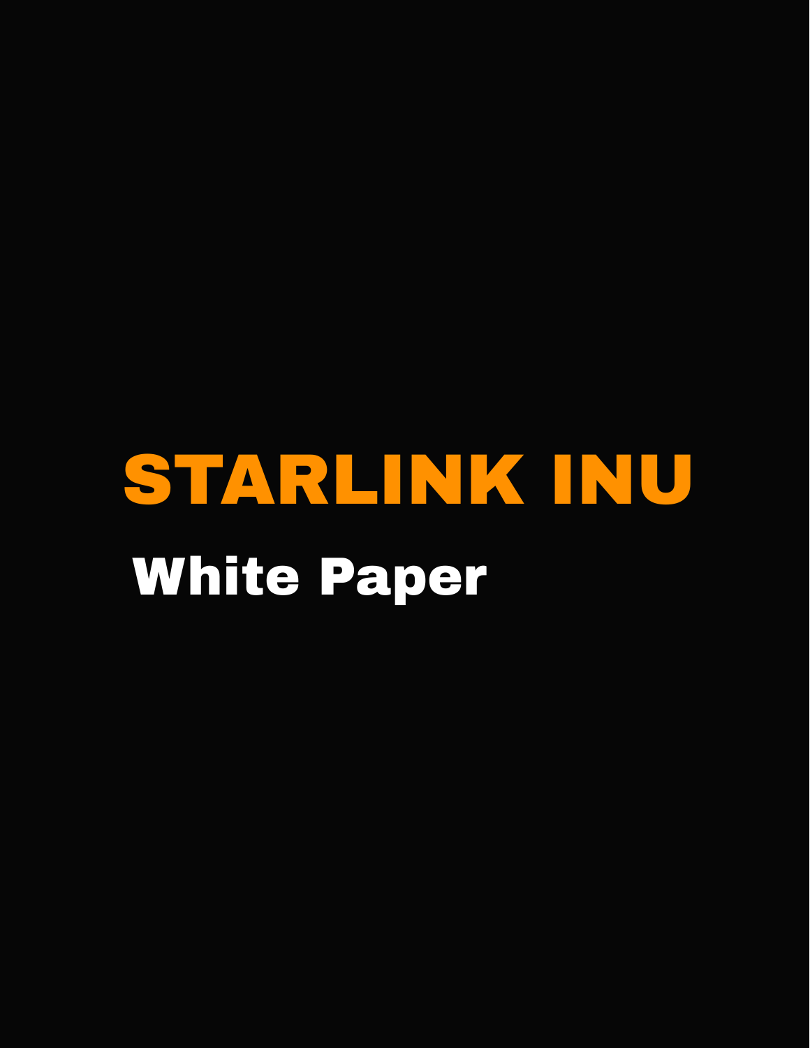# STARLINK INU

## White Paper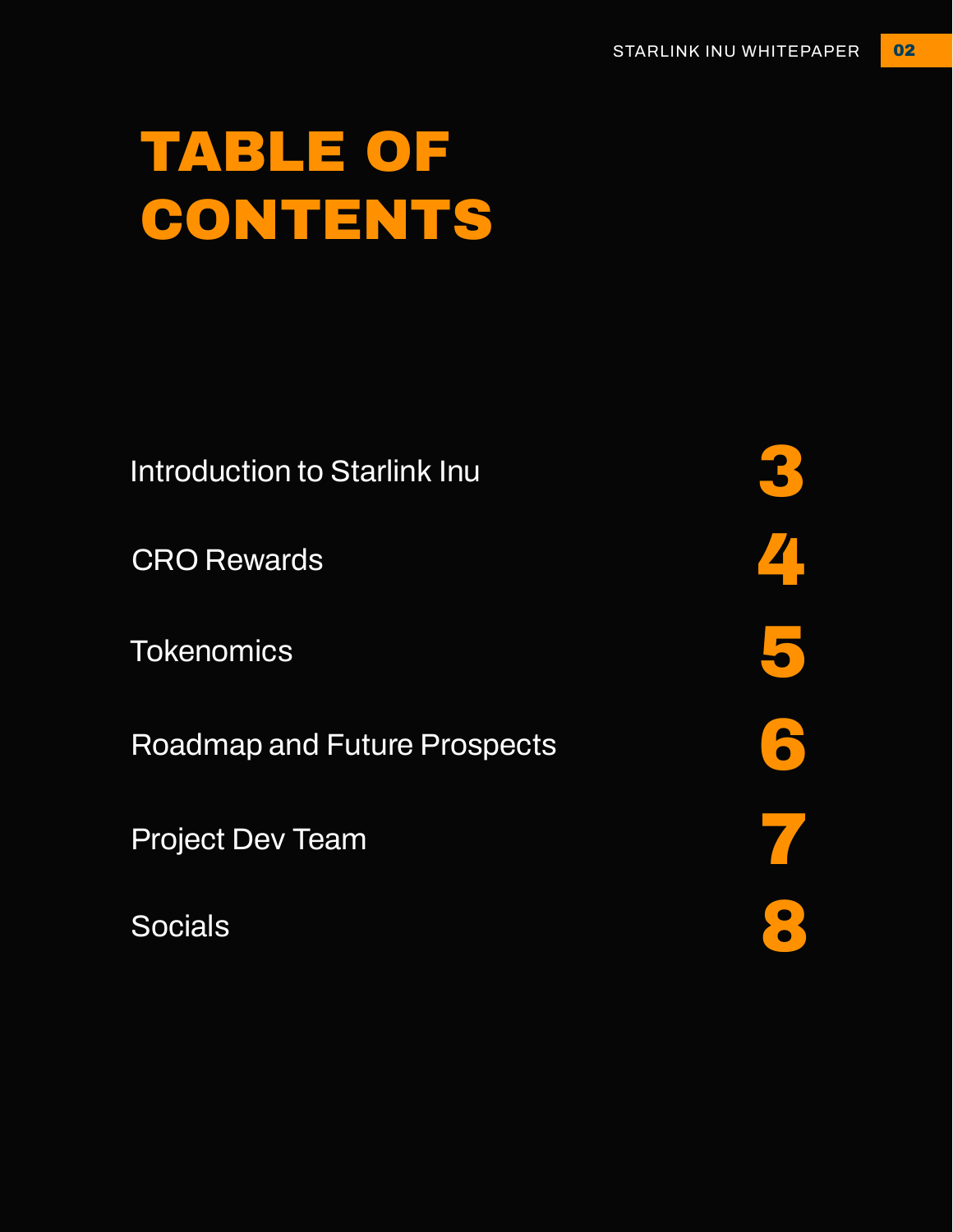# TABLE OF CONTENTS

| | |
|---|---|
| Introduction to Starlink Inu | 3 |
| CRO Rewards | 4 |
| Tokenomics | 5 |
| Roadmap and Future Prospects | 6 |
| Project Dev Team | 7 |
| Socials | 8 |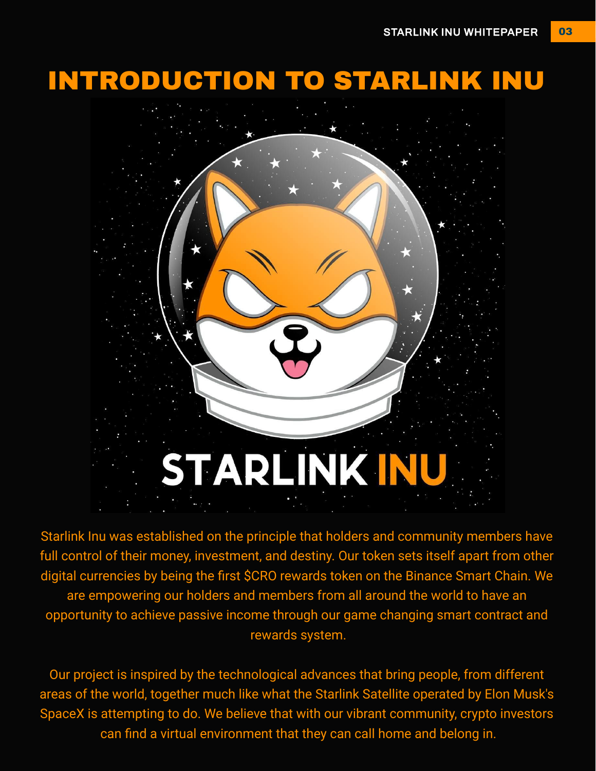# INTRODUCTION TO STARLINK INU

Starlink Inu was established on the principle that holders and community members have full control of their money, investment, and destiny. Our token sets itself apart from other digital currencies by being the first $CRO rewards token on the Binance Smart Chain. We are empowering our holders and members from all around the world to have an opportunity to achieve passive income through our game changing smart contract and rewards system.

Our project is inspired by the technological advances that bring people, from different areas of the world, together much like what the Starlink Satellite operated by Elon Musk's SpaceX is attempting to do. We believe that with our vibrant community, crypto investors can find a virtual environment that they can call home and belong in.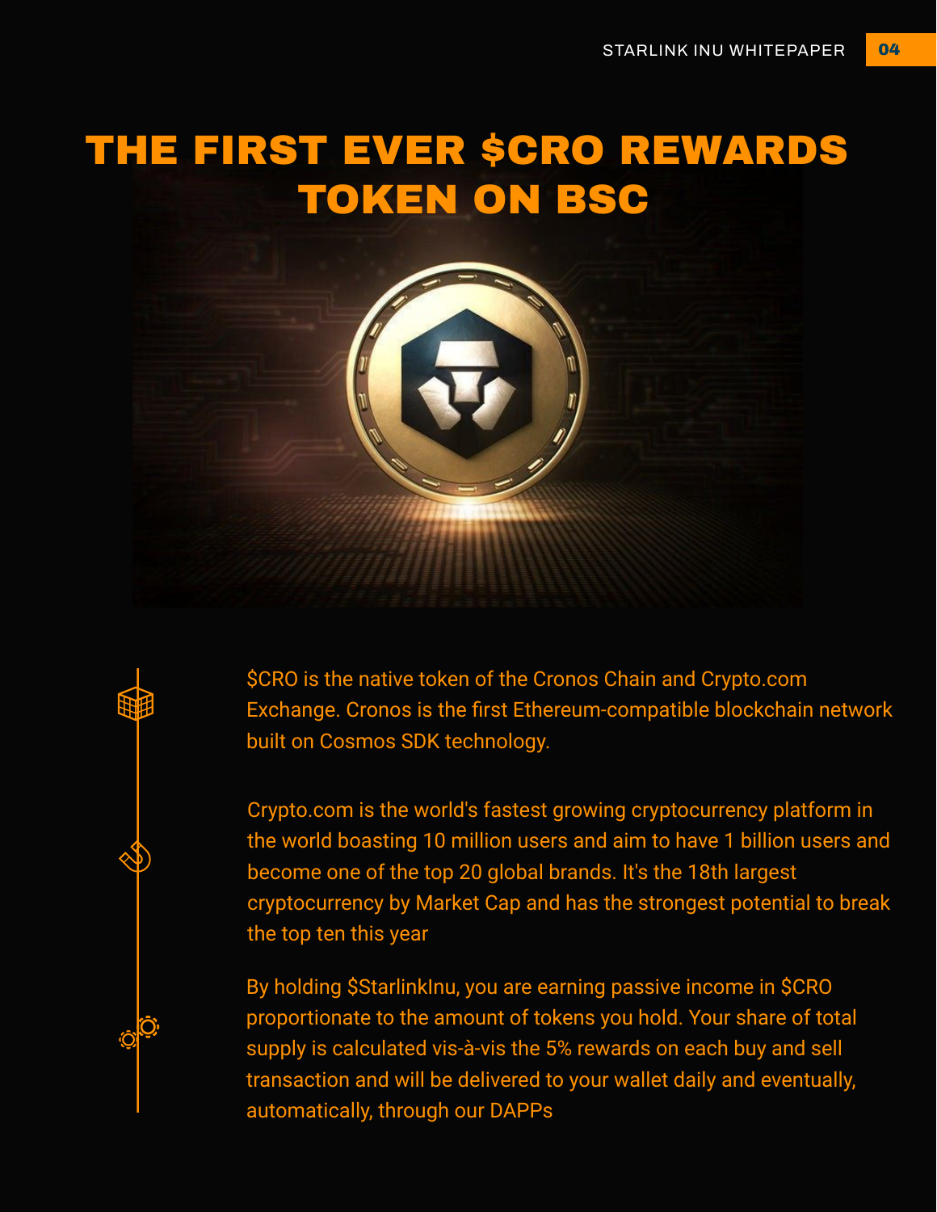# THE FIRST EVER $CRO REWARDS TOKEN ON BSC

$CRO is the native token of the Cronos Chain and Crypto.com Exchange. Cronos is the first Ethereum-compatible blockchain network built on Cosmos SDK technology.

Crypto.com is the world's fastest growing cryptocurrency platform in the world boasting 10 million users and aim to have 1 billion users and become one of the top 20 global brands. It's the 18th largest cryptocurrency by Market Cap and has the strongest potential to break the top ten this year

By holding $StarlinkInu, you are earning passive income in $CRO proportionate to the amount of tokens you hold. Your share of total supply is calculated vis-à-vis the 5% rewards on each buy and sell transaction and will be delivered to your wallet daily and eventually, automatically, through our DAPPs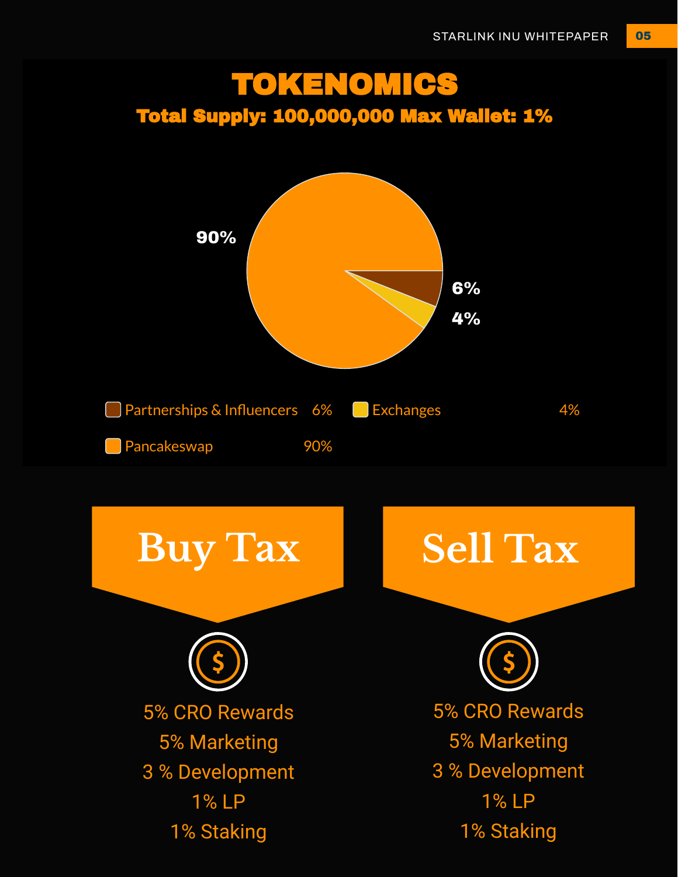# TOKENOMICS

**Total Supply: 100,000,000 Max Wallet: 1%**

| Allocation | Percentage |
|---|---|
| Partnerships & Influencers | 6% |
| Exchanges | 4% |
| Pancakeswap | 90% |

## Buy Tax

5% CRO Rewards
5% Marketing
3 % Development
1% LP
1% Staking

## Sell Tax

5% CRO Rewards
5% Marketing
3 % Development
1% LP
1% Staking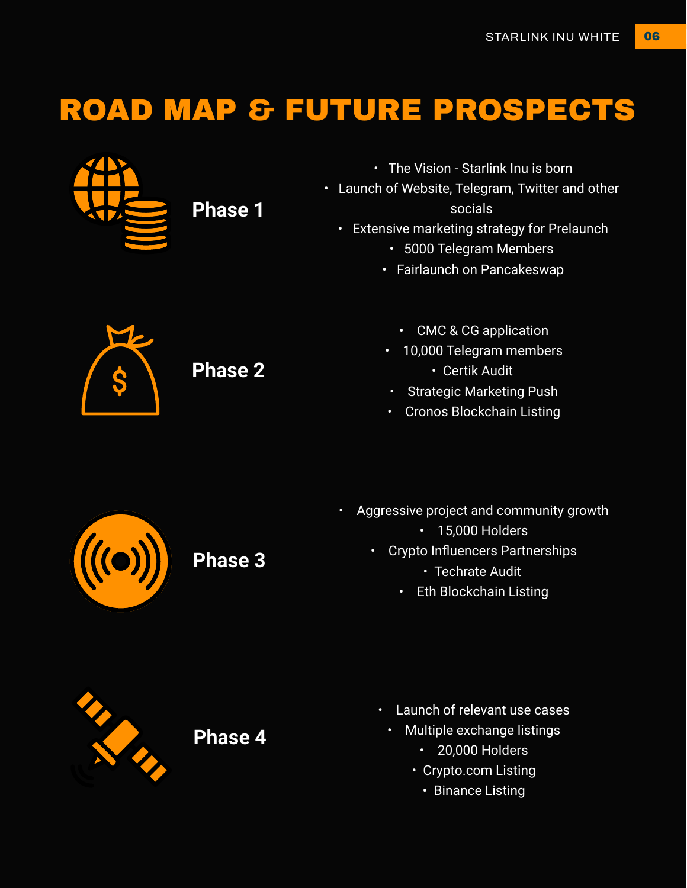# ROAD MAP & FUTURE PROSPECTS

## Phase 1

- The Vision - Starlink Inu is born
- Launch of Website, Telegram, Twitter and other socials
- Extensive marketing strategy for Prelaunch
- 5000 Telegram Members
- Fairlaunch on Pancakeswap

## Phase 2

- CMC & CG application
- 10,000 Telegram members
- Certik Audit
- Strategic Marketing Push
- Cronos Blockchain Listing

## Phase 3

- Aggressive project and community growth
- 15,000 Holders
- Crypto Influencers Partnerships
- Techrate Audit
- Eth Blockchain Listing

## Phase 4

- Launch of relevant use cases
- Multiple exchange listings
- 20,000 Holders
- Crypto.com Listing
- Binance Listing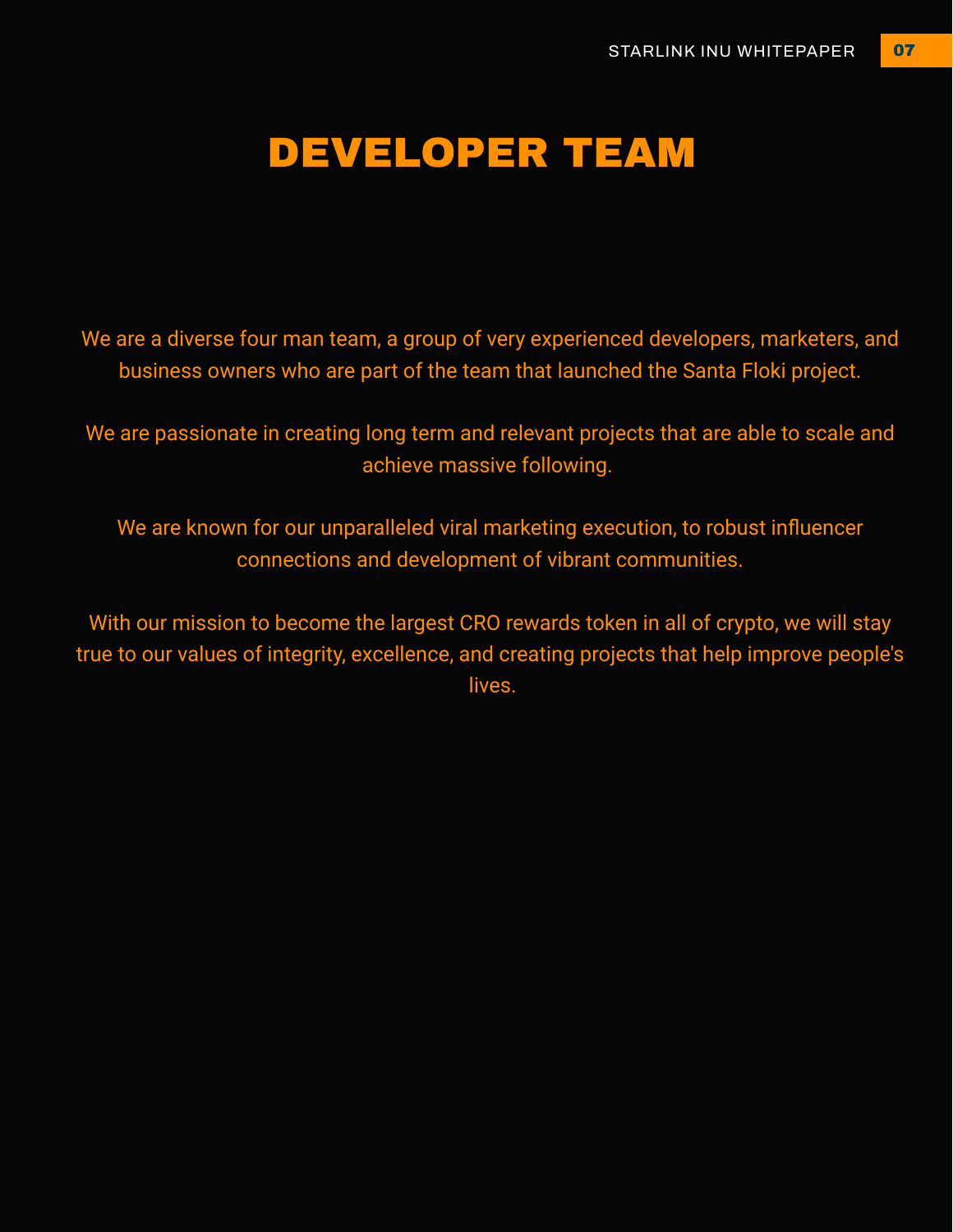# DEVELOPER TEAM

We are a diverse four man team, a group of very experienced developers, marketers, and business owners who are part of the team that launched the Santa Floki project.

We are passionate in creating long term and relevant projects that are able to scale and achieve massive following.

We are known for our unparalleled viral marketing execution, to robust influencer connections and development of vibrant communities.

With our mission to become the largest CRO rewards token in all of crypto, we will stay true to our values of integrity, excellence, and creating projects that help improve people's lives.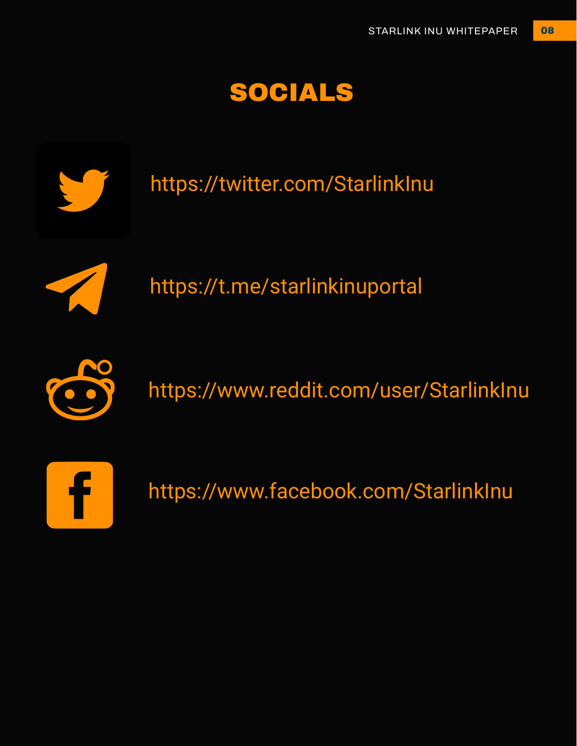# SOCIALS

https://twitter.com/StarlinkInu

https://t.me/starlinkinuportal

https://www.reddit.com/user/StarlinkInu

https://www.facebook.com/StarlinkInu